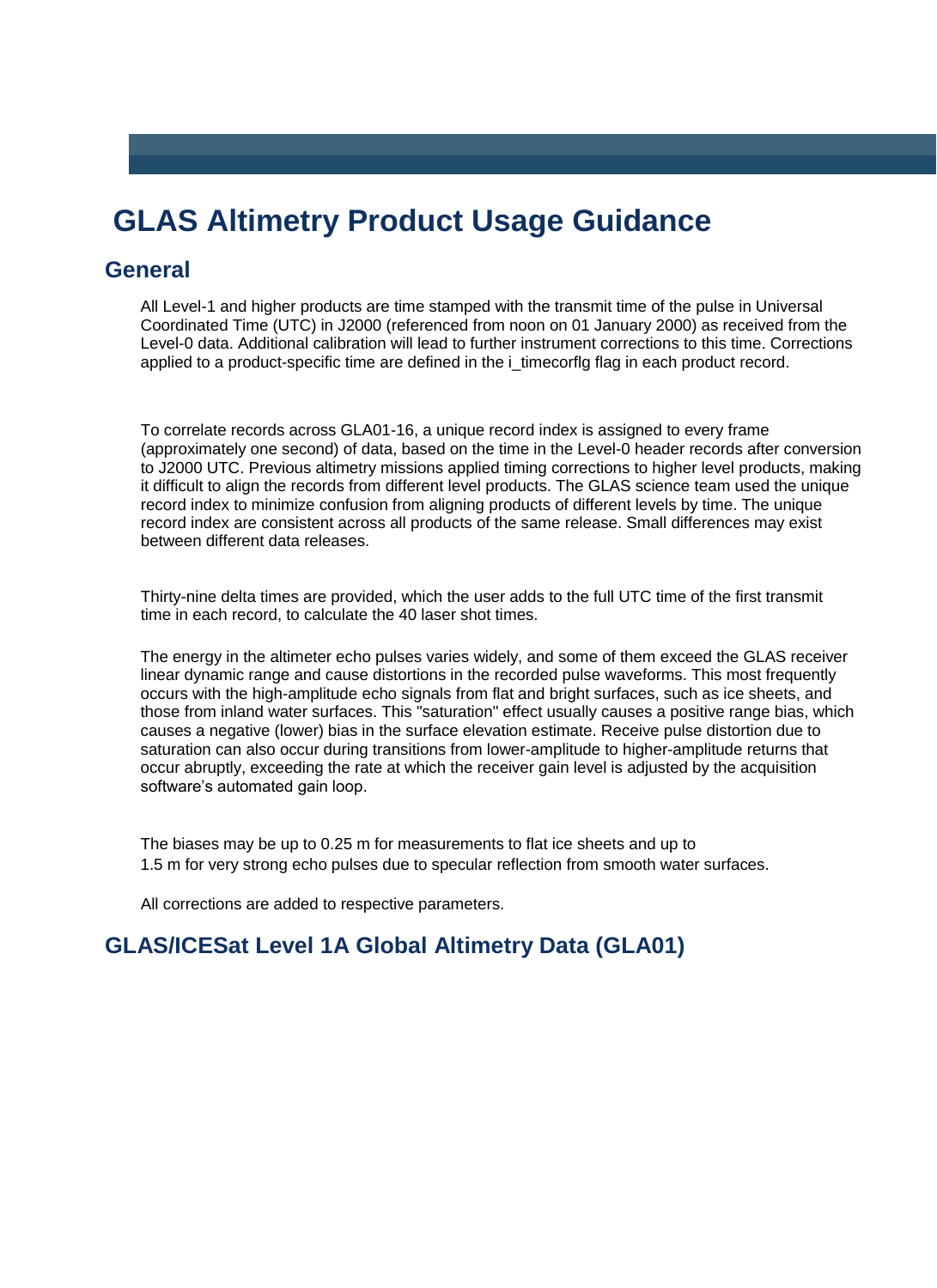# GLAS Altimetry Product Usage Guidance

## General

All Level-1 and higher products are time stamped with the transmit time of the pulse in Universal Coordinated Time (UTC) in J2000 (referenced from noon on 01 January 2000) as received from the Level-0 data. Additional calibration will lead to further instrument corrections to this time. Corrections applied to a product-specific time are defined in the i_timecorflg flag in each product record.

To correlate records across GLA01-16, a unique record index is assigned to every frame (approximately one second) of data, based on the time in the Level-0 header records after conversion to J2000 UTC. Previous altimetry missions applied timing corrections to higher level products, making it difficult to align the records from different level products. The GLAS science team used the unique record index to minimize confusion from aligning products of different levels by time. The unique record index are consistent across all products of the same release. Small differences may exist between different data releases.

Thirty-nine delta times are provided, which the user adds to the full UTC time of the first transmit time in each record, to calculate the 40 laser shot times.

The energy in the altimeter echo pulses varies widely, and some of them exceed the GLAS receiver linear dynamic range and cause distortions in the recorded pulse waveforms. This most frequently occurs with the high-amplitude echo signals from flat and bright surfaces, such as ice sheets, and those from inland water surfaces. This "saturation" effect usually causes a positive range bias, which causes a negative (lower) bias in the surface elevation estimate. Receive pulse distortion due to saturation can also occur during transitions from lower-amplitude to higher-amplitude returns that occur abruptly, exceeding the rate at which the receiver gain level is adjusted by the acquisition software's automated gain loop.

The biases may be up to 0.25 m for measurements to flat ice sheets and up to 1.5 m for very strong echo pulses due to specular reflection from smooth water surfaces.

All corrections are added to respective parameters.

## GLAS/ICESat Level 1A Global Altimetry Data (GLA01)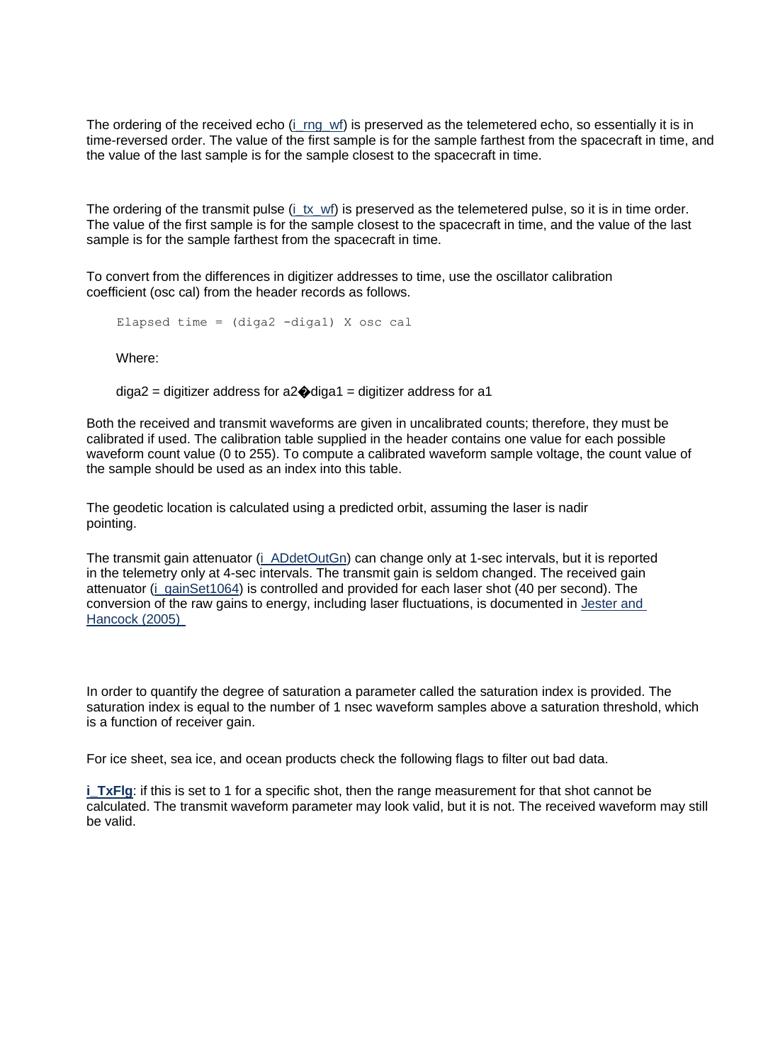The ordering of the received echo (i_rng_wf) is preserved as the telemetered echo, so essentially it is in time-reversed order. The value of the first sample is for the sample farthest from the spacecraft in time, and the value of the last sample is for the sample closest to the spacecraft in time.

The ordering of the transmit pulse (i_tx_wf) is preserved as the telemetered pulse, so it is in time order. The value of the first sample is for the sample closest to the spacecraft in time, and the value of the last sample is for the sample farthest from the spacecraft in time.

To convert from the differences in digitizer addresses to time, use the oscillator calibration coefficient (osc cal) from the header records as follows.

```
Elapsed time = (diga2 -diga1) X osc cal
```

Where:

diga2 = digitizer address for a2�diga1 = digitizer address for a1

Both the received and transmit waveforms are given in uncalibrated counts; therefore, they must be calibrated if used. The calibration table supplied in the header contains one value for each possible waveform count value (0 to 255). To compute a calibrated waveform sample voltage, the count value of the sample should be used as an index into this table.

The geodetic location is calculated using a predicted orbit, assuming the laser is nadir pointing.

The transmit gain attenuator (i_ADdetOutGn) can change only at 1-sec intervals, but it is reported in the telemetry only at 4-sec intervals. The transmit gain is seldom changed. The received gain attenuator (i_gainSet1064) is controlled and provided for each laser shot (40 per second). The conversion of the raw gains to energy, including laser fluctuations, is documented in Jester and Hancock (2005)

In order to quantify the degree of saturation a parameter called the saturation index is provided. The saturation index is equal to the number of 1 nsec waveform samples above a saturation threshold, which is a function of receiver gain.

For ice sheet, sea ice, and ocean products check the following flags to filter out bad data.

**i_TxFlg**: if this is set to 1 for a specific shot, then the range measurement for that shot cannot be calculated. The transmit waveform parameter may look valid, but it is not. The received waveform may still be valid.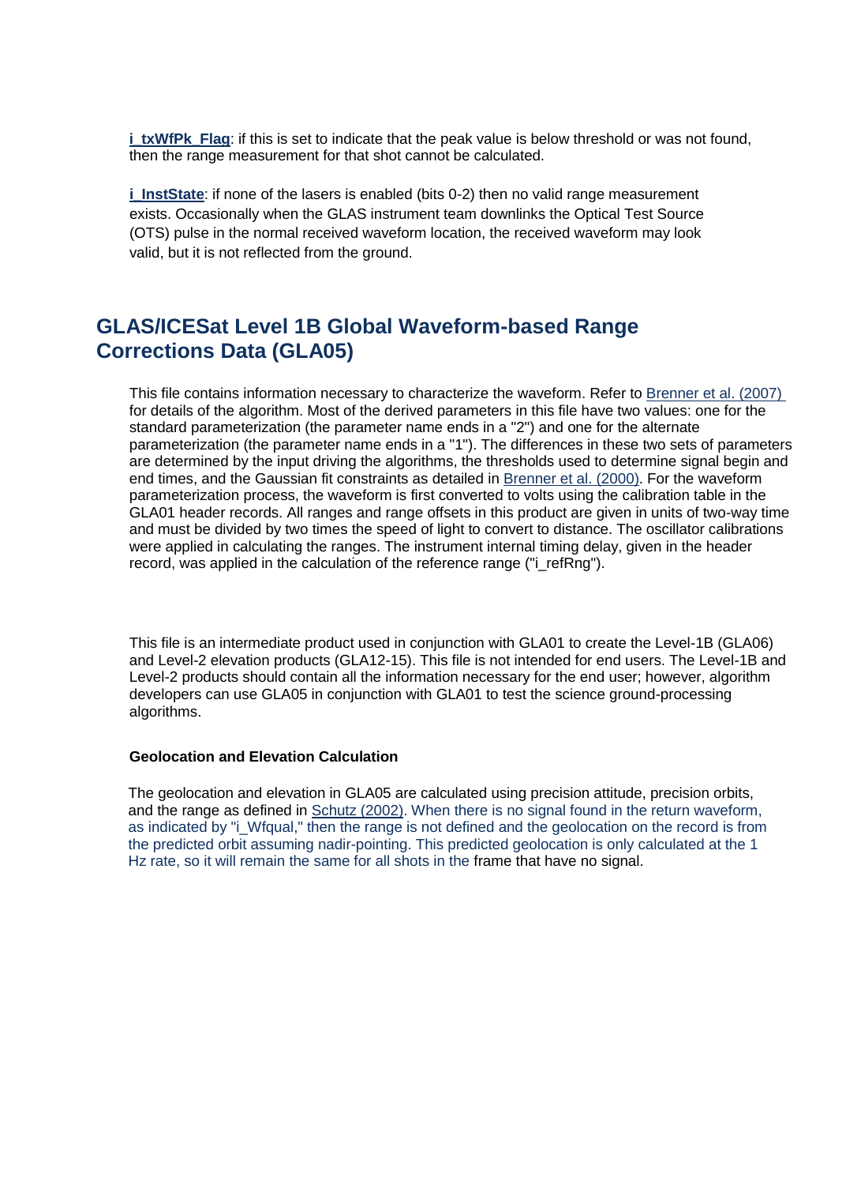**i_txWfPk_Flag**: if this is set to indicate that the peak value is below threshold or was not found, then the range measurement for that shot cannot be calculated.

**i_InstState**: if none of the lasers is enabled (bits 0-2) then no valid range measurement exists. Occasionally when the GLAS instrument team downlinks the Optical Test Source (OTS) pulse in the normal received waveform location, the received waveform may look valid, but it is not reflected from the ground.

## GLAS/ICESat Level 1B Global Waveform-based Range Corrections Data (GLA05)

This file contains information necessary to characterize the waveform. Refer to Brenner et al. (2007) for details of the algorithm. Most of the derived parameters in this file have two values: one for the standard parameterization (the parameter name ends in a "2") and one for the alternate parameterization (the parameter name ends in a "1"). The differences in these two sets of parameters are determined by the input driving the algorithms, the thresholds used to determine signal begin and end times, and the Gaussian fit constraints as detailed in Brenner et al. (2000). For the waveform parameterization process, the waveform is first converted to volts using the calibration table in the GLA01 header records. All ranges and range offsets in this product are given in units of two-way time and must be divided by two times the speed of light to convert to distance. The oscillator calibrations were applied in calculating the ranges. The instrument internal timing delay, given in the header record, was applied in the calculation of the reference range ("i_refRng").

This file is an intermediate product used in conjunction with GLA01 to create the Level-1B (GLA06) and Level-2 elevation products (GLA12-15). This file is not intended for end users. The Level-1B and Level-2 products should contain all the information necessary for the end user; however, algorithm developers can use GLA05 in conjunction with GLA01 to test the science ground-processing algorithms.

#### Geolocation and Elevation Calculation

The geolocation and elevation in GLA05 are calculated using precision attitude, precision orbits, and the range as defined in Schutz (2002). When there is no signal found in the return waveform, as indicated by "i_Wfqual," then the range is not defined and the geolocation on the record is from the predicted orbit assuming nadir-pointing. This predicted geolocation is only calculated at the 1 Hz rate, so it will remain the same for all shots in the frame that have no signal.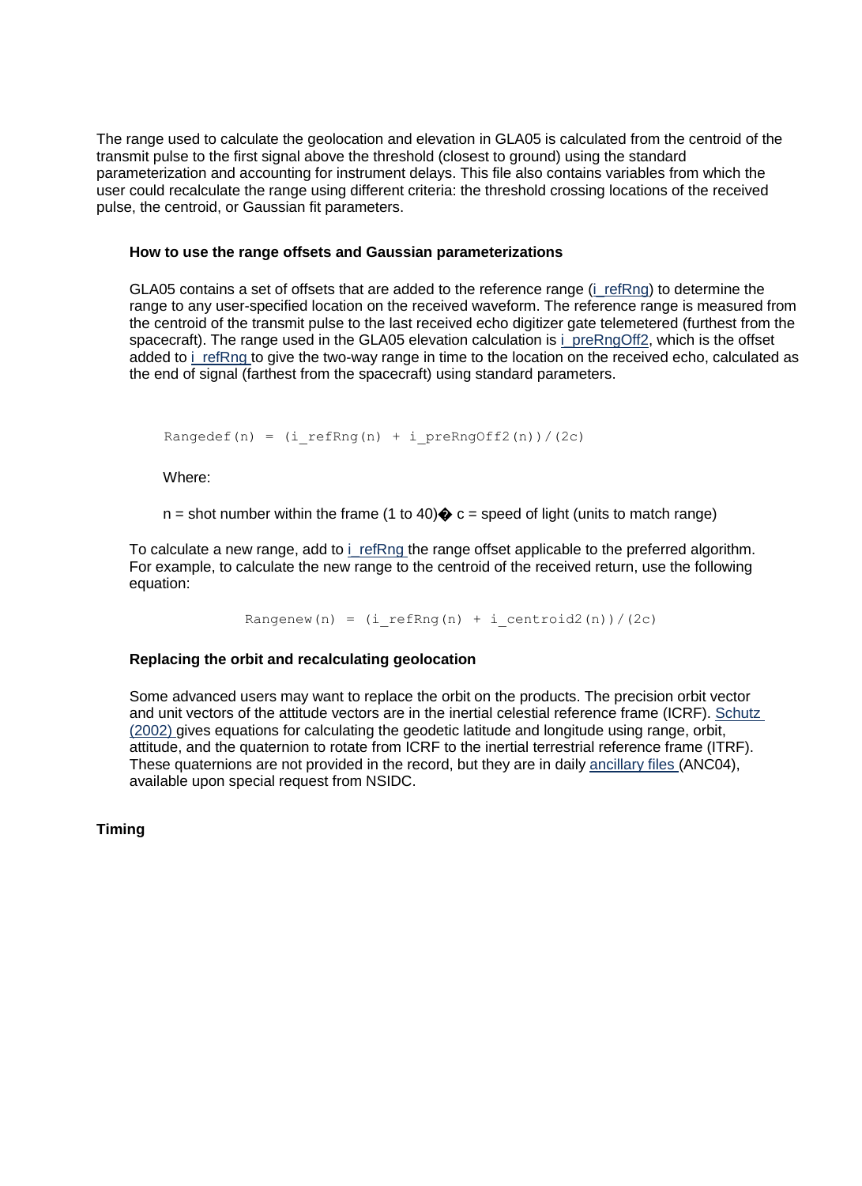The range used to calculate the geolocation and elevation in GLA05 is calculated from the centroid of the transmit pulse to the first signal above the threshold (closest to ground) using the standard parameterization and accounting for instrument delays. This file also contains variables from which the user could recalculate the range using different criteria: the threshold crossing locations of the received pulse, the centroid, or Gaussian fit parameters.

### How to use the range offsets and Gaussian parameterizations

GLA05 contains a set of offsets that are added to the reference range (i_refRng) to determine the range to any user-specified location on the received waveform. The reference range is measured from the centroid of the transmit pulse to the last received echo digitizer gate telemetered (furthest from the spacecraft). The range used in the GLA05 elevation calculation is i_preRngOff2, which is the offset added to i_refRng to give the two-way range in time to the location on the received echo, calculated as the end of signal (farthest from the spacecraft) using standard parameters.

```
Rangedef(n) = (i_refRng(n) + i_preRngOff2(n))/(2c)
```

Where:

n = shot number within the frame (1 to 40)� c = speed of light (units to match range)

To calculate a new range, add to i_refRng the range offset applicable to the preferred algorithm. For example, to calculate the new range to the centroid of the received return, use the following equation:

```
Rangenew(n) = (i_refRng(n) + i_centroid2(n))/(2c)
```

### Replacing the orbit and recalculating geolocation

Some advanced users may want to replace the orbit on the products. The precision orbit vector and unit vectors of the attitude vectors are in the inertial celestial reference frame (ICRF). Schutz (2002) gives equations for calculating the geodetic latitude and longitude using range, orbit, attitude, and the quaternion to rotate from ICRF to the inertial terrestrial reference frame (ITRF). These quaternions are not provided in the record, but they are in daily ancillary files (ANC04), available upon special request from NSIDC.

## Timing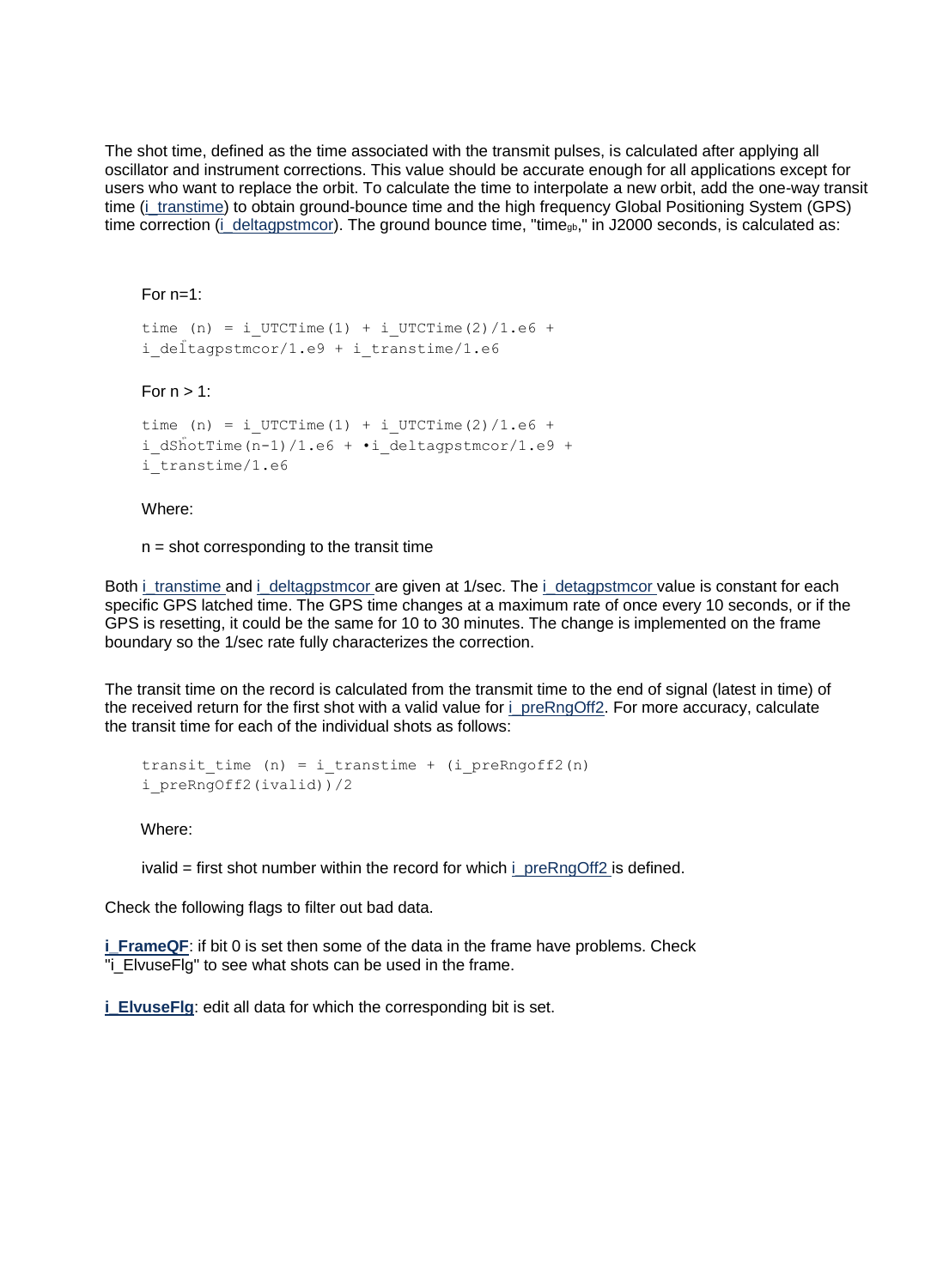The shot time, defined as the time associated with the transmit pulses, is calculated after applying all oscillator and instrument corrections. This value should be accurate enough for all applications except for users who want to replace the orbit. To calculate the time to interpolate a new orbit, add the one-way transit time (i_transtime) to obtain ground-bounce time and the high frequency Global Positioning System (GPS) time correction (i_deltagpstmcor). The ground bounce time, "time$_{gb}$," in J2000 seconds, is calculated as:

For n=1:

```
time (n) = i_UTCTime(1) + i_UTCTime(2)/1.e6 +
i_deltagpstmcor/1.e9 + i_transtime/1.e6
```

For n > 1:

```
time (n) = i_UTCTime(1) + i_UTCTime(2)/1.e6 +
i_dShotTime(n-1)/1.e6 + •i_deltagpstmcor/1.e9 +
i_transtime/1.e6
```

Where:

n = shot corresponding to the transit time

Both i_transtime and i_deltagpstmcor are given at 1/sec. The i_detagpstmcor value is constant for each specific GPS latched time. The GPS time changes at a maximum rate of once every 10 seconds, or if the GPS is resetting, it could be the same for 10 to 30 minutes. The change is implemented on the frame boundary so the 1/sec rate fully characterizes the correction.

The transit time on the record is calculated from the transmit time to the end of signal (latest in time) of the received return for the first shot with a valid value for i_preRngOff2. For more accuracy, calculate the transit time for each of the individual shots as follows:

```
transit_time (n) = i_transtime + (i_preRngoff2(n)
i_preRngOff2(ivalid))/2
```

Where:

ivalid = first shot number within the record for which i_preRngOff2 is defined.

Check the following flags to filter out bad data.

**i_FrameQF**: if bit 0 is set then some of the data in the frame have problems. Check "i_ElvuseFlg" to see what shots can be used in the frame.

**i_ElvuseFlg**: edit all data for which the corresponding bit is set.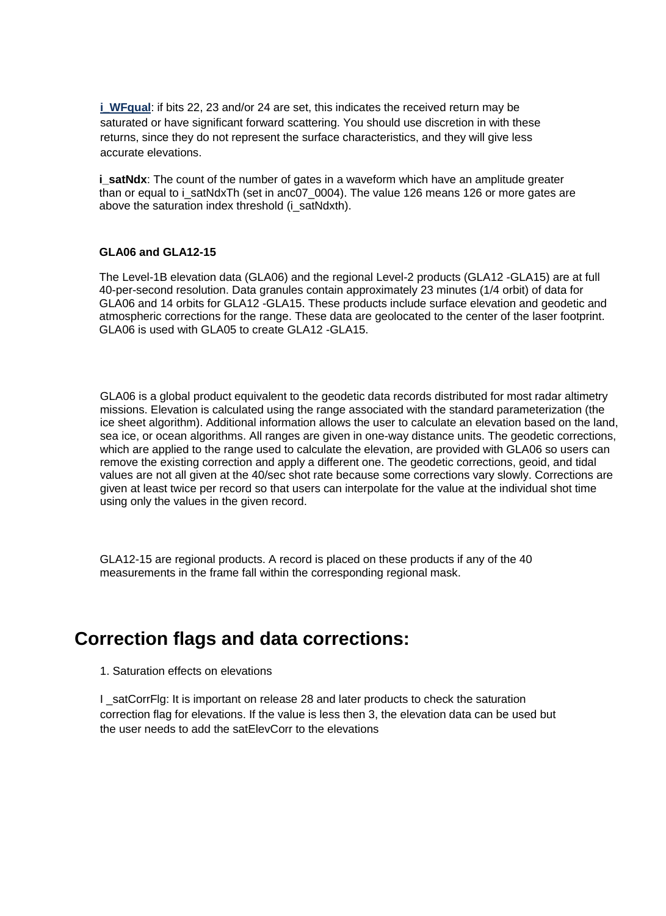**i_WFqual**: if bits 22, 23 and/or 24 are set, this indicates the received return may be saturated or have significant forward scattering. You should use discretion in with these returns, since they do not represent the surface characteristics, and they will give less accurate elevations.

**i_satNdx**: The count of the number of gates in a waveform which have an amplitude greater than or equal to i_satNdxTh (set in anc07_0004). The value 126 means 126 or more gates are above the saturation index threshold (i_satNdxth).

**GLA06 and GLA12-15**

The Level-1B elevation data (GLA06) and the regional Level-2 products (GLA12 -GLA15) are at full 40-per-second resolution. Data granules contain approximately 23 minutes (1/4 orbit) of data for GLA06 and 14 orbits for GLA12 -GLA15. These products include surface elevation and geodetic and atmospheric corrections for the range. These data are geolocated to the center of the laser footprint. GLA06 is used with GLA05 to create GLA12 -GLA15.

GLA06 is a global product equivalent to the geodetic data records distributed for most radar altimetry missions. Elevation is calculated using the range associated with the standard parameterization (the ice sheet algorithm). Additional information allows the user to calculate an elevation based on the land, sea ice, or ocean algorithms. All ranges are given in one-way distance units. The geodetic corrections, which are applied to the range used to calculate the elevation, are provided with GLA06 so users can remove the existing correction and apply a different one. The geodetic corrections, geoid, and tidal values are not all given at the 40/sec shot rate because some corrections vary slowly. Corrections are given at least twice per record so that users can interpolate for the value at the individual shot time using only the values in the given record.

GLA12-15 are regional products. A record is placed on these products if any of the 40 measurements in the frame fall within the corresponding regional mask.

# Correction flags and data corrections:

1. Saturation effects on elevations

I _satCorrFlg: It is important on release 28 and later products to check the saturation correction flag for elevations. If the value is less then 3, the elevation data can be used but the user needs to add the satElevCorr to the elevations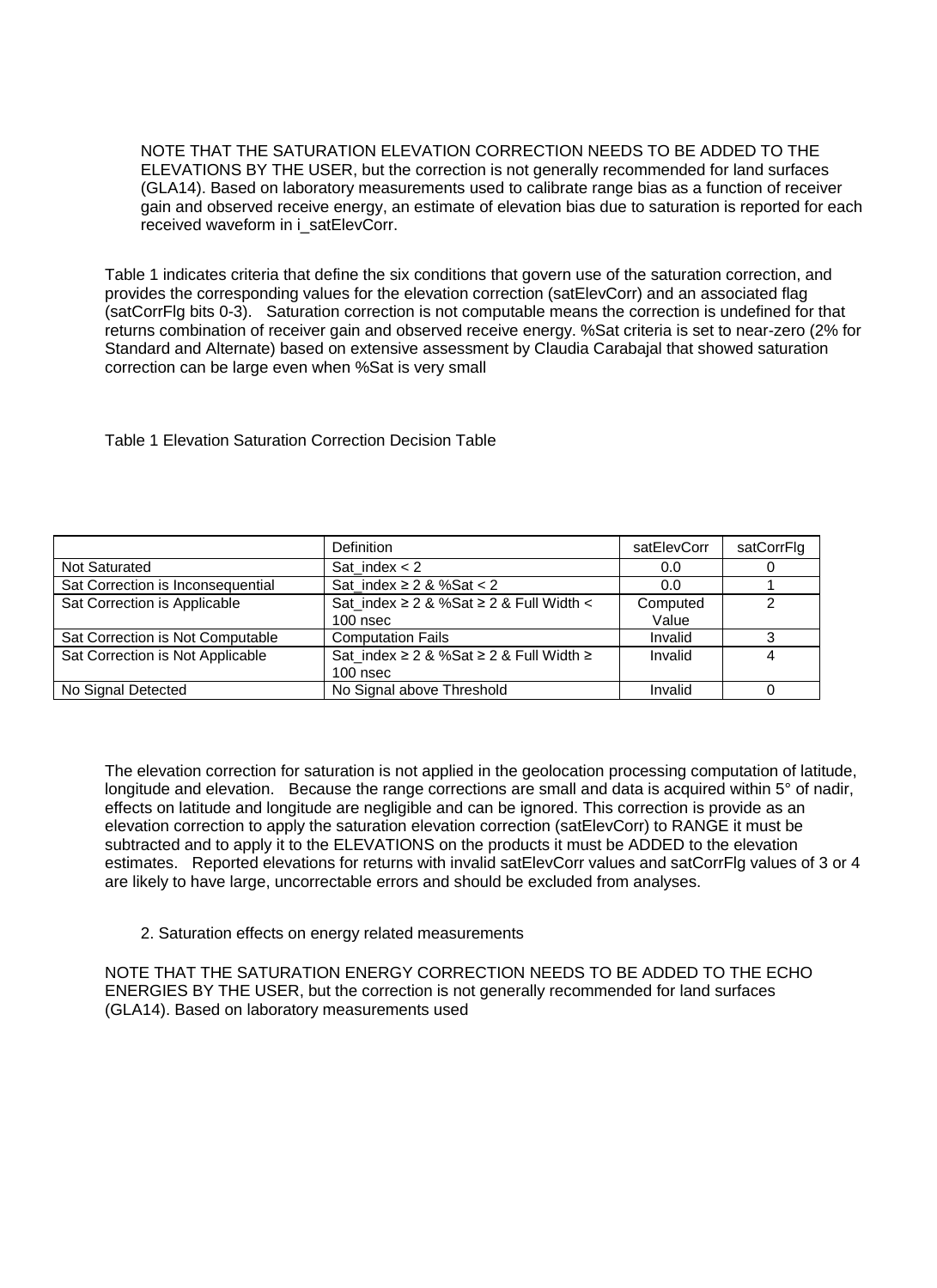NOTE THAT THE SATURATION ELEVATION CORRECTION NEEDS TO BE ADDED TO THE ELEVATIONS BY THE USER, but the correction is not generally recommended for land surfaces (GLA14). Based on laboratory measurements used to calibrate range bias as a function of receiver gain and observed receive energy, an estimate of elevation bias due to saturation is reported for each received waveform in i_satElevCorr.

Table 1 indicates criteria that define the six conditions that govern use of the saturation correction, and provides the corresponding values for the elevation correction (satElevCorr) and an associated flag (satCorrFlg bits 0-3). Saturation correction is not computable means the correction is undefined for that returns combination of receiver gain and observed receive energy. %Sat criteria is set to near-zero (2% for Standard and Alternate) based on extensive assessment by Claudia Carabajal that showed saturation correction can be large even when %Sat is very small

Table 1 Elevation Saturation Correction Decision Table

| | Definition | satElevCorr | satCorrFlg |
|---|---|---|---|
| Not Saturated | Sat_index < 2 | 0.0 | 0 |
| Sat Correction is Inconsequential | Sat_index ≥ 2 & %Sat < 2 | 0.0 | 1 |
| Sat Correction is Applicable | Sat_index ≥ 2 & %Sat ≥ 2 & Full Width < 100 nsec | Computed Value | 2 |
| Sat Correction is Not Computable | Computation Fails | Invalid | 3 |
| Sat Correction is Not Applicable | Sat_index ≥ 2 & %Sat ≥ 2 & Full Width ≥ 100 nsec | Invalid | 4 |
| No Signal Detected | No Signal above Threshold | Invalid | 0 |

The elevation correction for saturation is not applied in the geolocation processing computation of latitude, longitude and elevation. Because the range corrections are small and data is acquired within 5° of nadir, effects on latitude and longitude are negligible and can be ignored. This correction is provide as an elevation correction to apply the saturation elevation correction (satElevCorr) to RANGE it must be subtracted and to apply it to the ELEVATIONS on the products it must be ADDED to the elevation estimates. Reported elevations for returns with invalid satElevCorr values and satCorrFlg values of 3 or 4 are likely to have large, uncorrectable errors and should be excluded from analyses.

2. Saturation effects on energy related measurements

NOTE THAT THE SATURATION ENERGY CORRECTION NEEDS TO BE ADDED TO THE ECHO ENERGIES BY THE USER, but the correction is not generally recommended for land surfaces (GLA14). Based on laboratory measurements used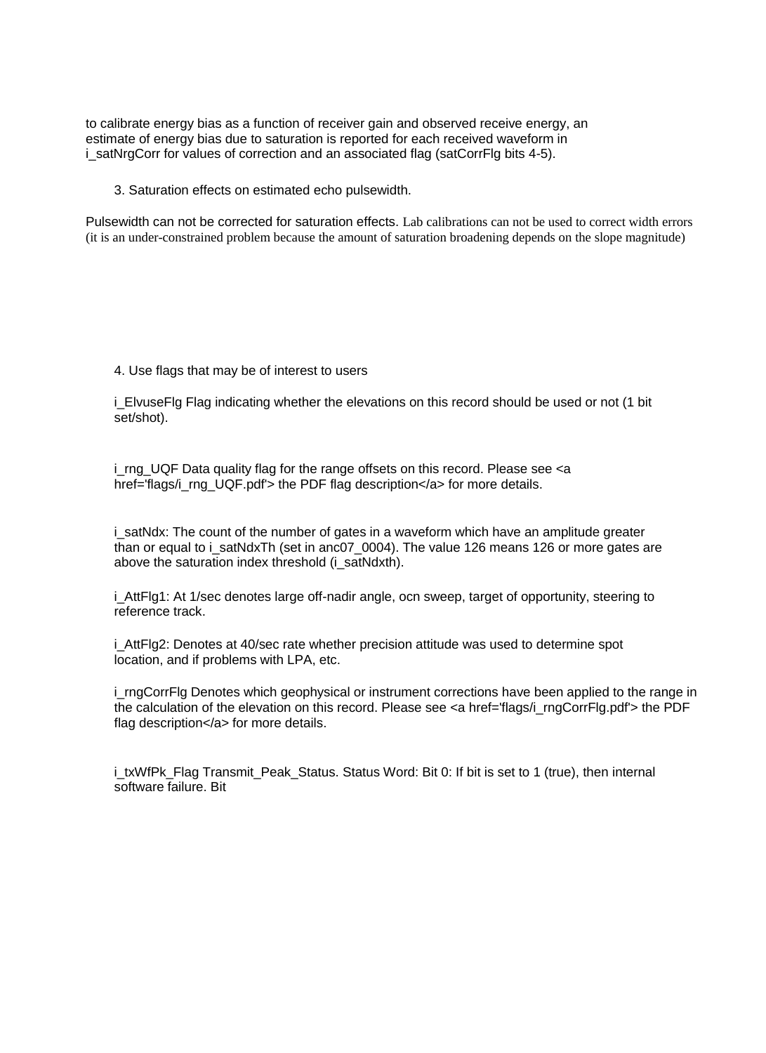to calibrate energy bias as a function of receiver gain and observed receive energy, an estimate of energy bias due to saturation is reported for each received waveform in i_satNrgCorr for values of correction and an associated flag (satCorrFlg bits 4-5).

3. Saturation effects on estimated echo pulsewidth.

Pulsewidth can not be corrected for saturation effects. Lab calibrations can not be used to correct width errors (it is an under-constrained problem because the amount of saturation broadening depends on the slope magnitude)

4. Use flags that may be of interest to users

i_ElvuseFlg Flag indicating whether the elevations on this record should be used or not (1 bit set/shot).

i_rng_UQF Data quality flag for the range offsets on this record. Please see <a href='flags/i_rng_UQF.pdf'> the PDF flag description</a> for more details.

i_satNdx: The count of the number of gates in a waveform which have an amplitude greater than or equal to i_satNdxTh (set in anc07_0004). The value 126 means 126 or more gates are above the saturation index threshold (i_satNdxth).

i_AttFlg1: At 1/sec denotes large off-nadir angle, ocn sweep, target of opportunity, steering to reference track.

i_AttFlg2: Denotes at 40/sec rate whether precision attitude was used to determine spot location, and if problems with LPA, etc.

i_rngCorrFlg Denotes which geophysical or instrument corrections have been applied to the range in the calculation of the elevation on this record. Please see <a href='flags/i_rngCorrFlg.pdf'> the PDF flag description</a> for more details.

i_txWfPk_Flag Transmit_Peak_Status. Status Word: Bit 0: If bit is set to 1 (true), then internal software failure. Bit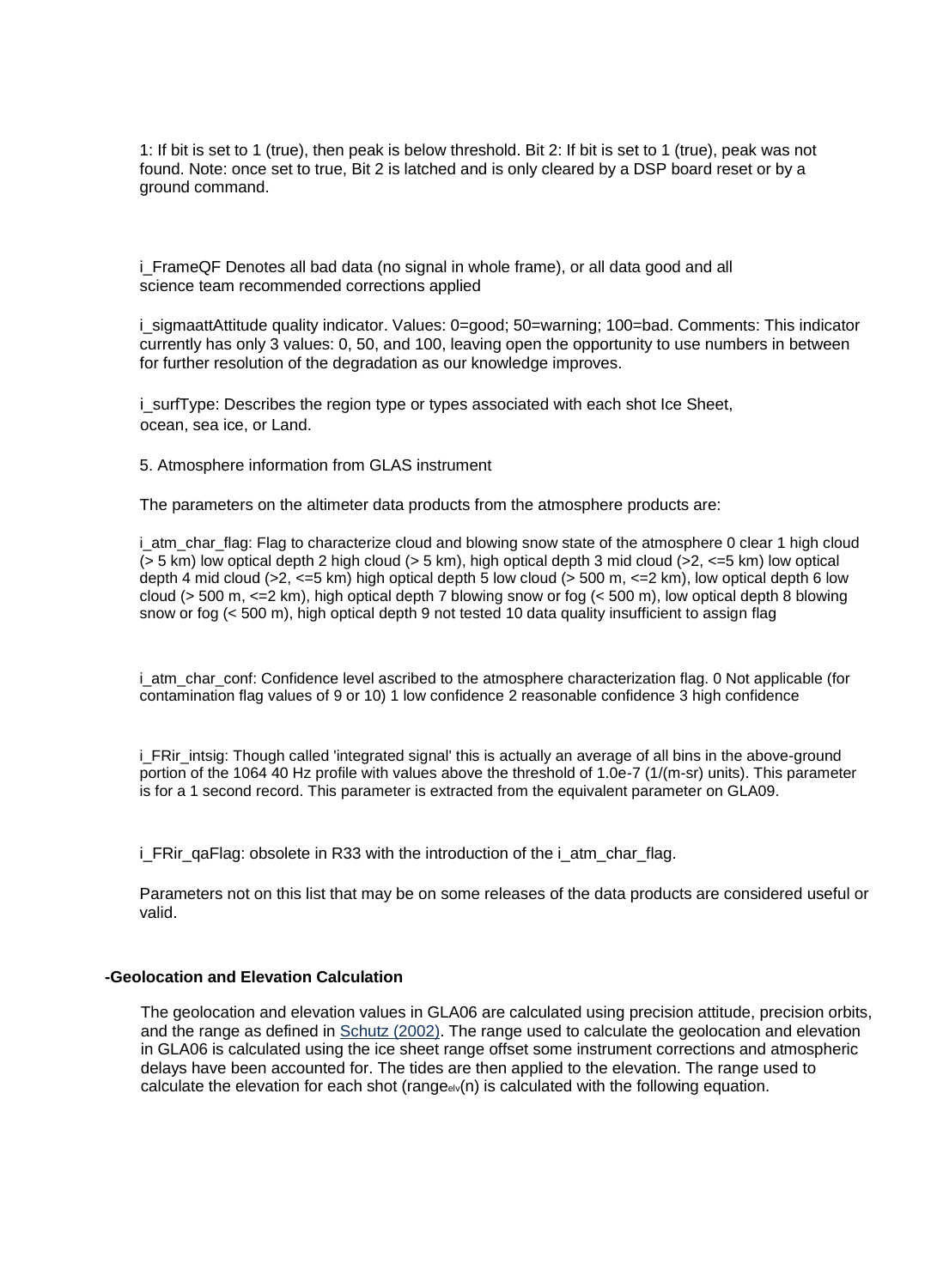1: If bit is set to 1 (true), then peak is below threshold. Bit 2: If bit is set to 1 (true), peak was not found. Note: once set to true, Bit 2 is latched and is only cleared by a DSP board reset or by a ground command.

i_FrameQF Denotes all bad data (no signal in whole frame), or all data good and all science team recommended corrections applied

i_sigmaattAttitude quality indicator. Values: 0=good; 50=warning; 100=bad. Comments: This indicator currently has only 3 values: 0, 50, and 100, leaving open the opportunity to use numbers in between for further resolution of the degradation as our knowledge improves.

i_surfType: Describes the region type or types associated with each shot Ice Sheet, ocean, sea ice, or Land.

5. Atmosphere information from GLAS instrument

The parameters on the altimeter data products from the atmosphere products are:

i_atm_char_flag: Flag to characterize cloud and blowing snow state of the atmosphere 0 clear 1 high cloud (> 5 km) low optical depth 2 high cloud (> 5 km), high optical depth 3 mid cloud (>2, <=5 km) low optical depth 4 mid cloud (>2, <=5 km) high optical depth 5 low cloud (> 500 m, <=2 km), low optical depth 6 low cloud (> 500 m, <=2 km), high optical depth 7 blowing snow or fog (< 500 m), low optical depth 8 blowing snow or fog (< 500 m), high optical depth 9 not tested 10 data quality insufficient to assign flag

i_atm_char_conf: Confidence level ascribed to the atmosphere characterization flag. 0 Not applicable (for contamination flag values of 9 or 10) 1 low confidence 2 reasonable confidence 3 high confidence

i_FRir_intsig: Though called 'integrated signal' this is actually an average of all bins in the above-ground portion of the 1064 40 Hz profile with values above the threshold of 1.0e-7 (1/(m-sr) units). This parameter is for a 1 second record. This parameter is extracted from the equivalent parameter on GLA09.

i_FRir_qaFlag: obsolete in R33 with the introduction of the i_atm_char_flag.

Parameters not on this list that may be on some releases of the data products are considered useful or valid.

**-Geolocation and Elevation Calculation**

The geolocation and elevation values in GLA06 are calculated using precision attitude, precision orbits, and the range as defined in Schutz (2002). The range used to calculate the geolocation and elevation in GLA06 is calculated using the ice sheet range offset some instrument corrections and atmospheric delays have been accounted for. The tides are then applied to the elevation. The range used to calculate the elevation for each shot ($range_{elv}(n)$ is calculated with the following equation.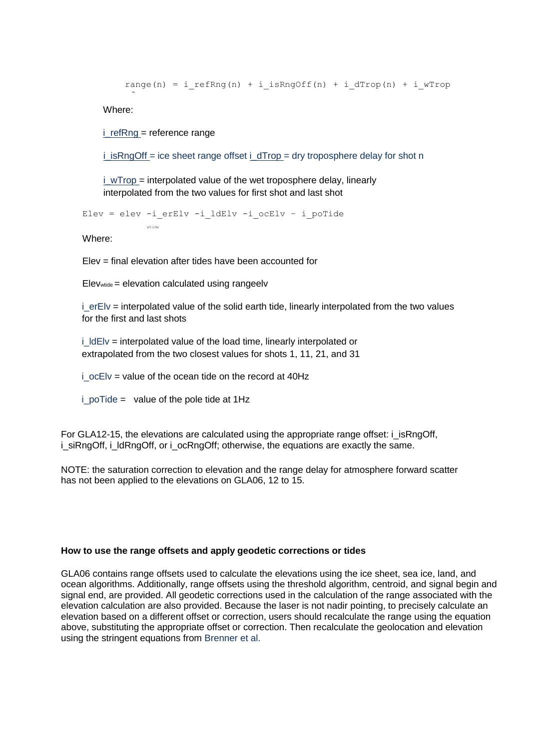```
range(n) = i_refRng(n) + i_isRngOff(n) + i_dTrop(n) + i_wTrop
```

Where:

i_refRng = reference range

i_isRngOff = ice sheet range offset i_dTrop = dry troposphere delay for shot n

i_wTrop = interpolated value of the wet troposphere delay, linearly interpolated from the two values for first shot and last shot

```
Elev = elev      -i_erElv -i_ldElv -i_ocElv – i_poTide
           wtide
```

Where:

Elev = final elevation after tides have been accounted for

$Elev_{wtide}$ = elevation calculated using rangeelv

i_erElv = interpolated value of the solid earth tide, linearly interpolated from the two values for the first and last shots

i_ldElv = interpolated value of the load time, linearly interpolated or extrapolated from the two closest values for shots 1, 11, 21, and 31

i_ocElv = value of the ocean tide on the record at 40Hz

i_poTide = value of the pole tide at 1Hz

For GLA12-15, the elevations are calculated using the appropriate range offset: i_isRngOff, i_siRngOff, i_ldRngOff, or i_ocRngOff; otherwise, the equations are exactly the same.

NOTE: the saturation correction to elevation and the range delay for atmosphere forward scatter has not been applied to the elevations on GLA06, 12 to 15.

**How to use the range offsets and apply geodetic corrections or tides**

GLA06 contains range offsets used to calculate the elevations using the ice sheet, sea ice, land, and ocean algorithms. Additionally, range offsets using the threshold algorithm, centroid, and signal begin and signal end, are provided. All geodetic corrections used in the calculation of the range associated with the elevation calculation are also provided. Because the laser is not nadir pointing, to precisely calculate an elevation based on a different offset or correction, users should recalculate the range using the equation above, substituting the appropriate offset or correction. Then recalculate the geolocation and elevation using the stringent equations from Brenner et al.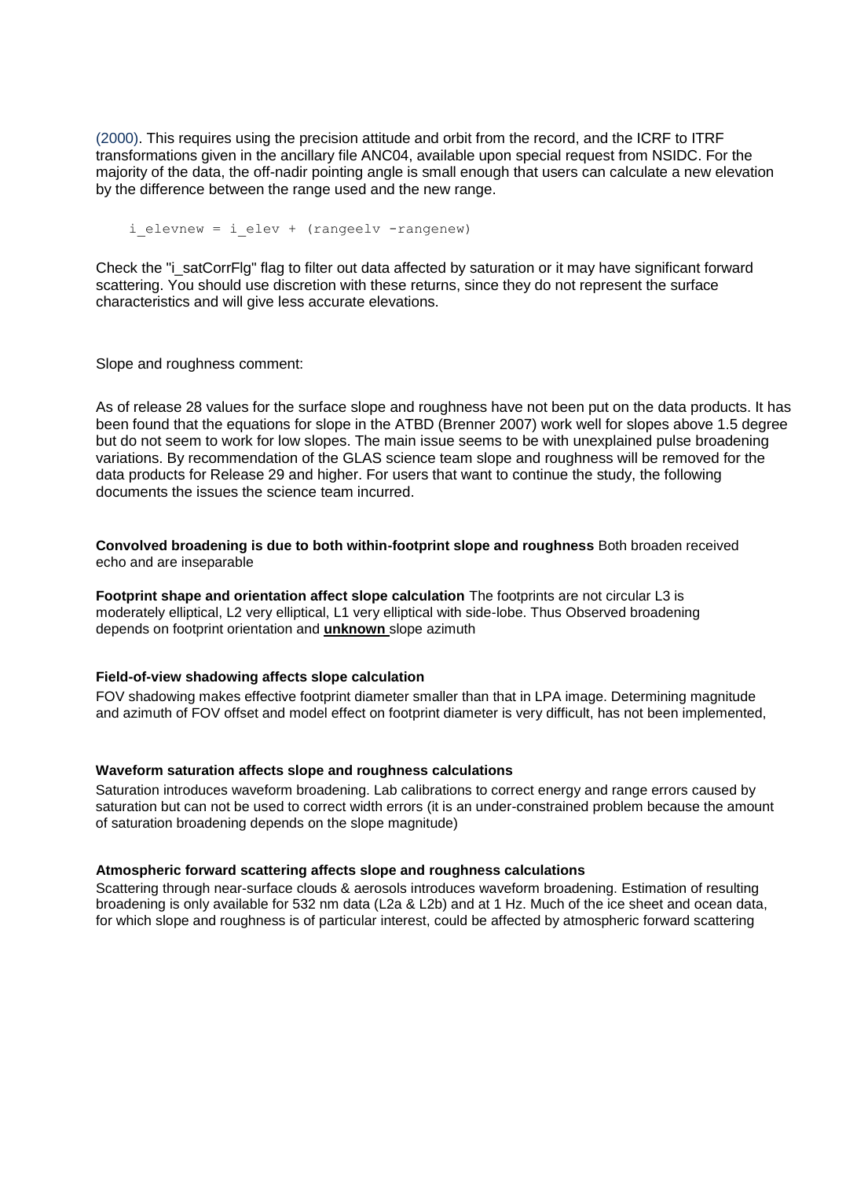(2000). This requires using the precision attitude and orbit from the record, and the ICRF to ITRF transformations given in the ancillary file ANC04, available upon special request from NSIDC. For the majority of the data, the off-nadir pointing angle is small enough that users can calculate a new elevation by the difference between the range used and the new range.

```
i_elevnew = i_elev + (rangeelv -rangenew)
```

Check the "i_satCorrFlg" flag to filter out data affected by saturation or it may have significant forward scattering. You should use discretion with these returns, since they do not represent the surface characteristics and will give less accurate elevations.

Slope and roughness comment:

As of release 28 values for the surface slope and roughness have not been put on the data products. It has been found that the equations for slope in the ATBD (Brenner 2007) work well for slopes above 1.5 degree but do not seem to work for low slopes. The main issue seems to be with unexplained pulse broadening variations. By recommendation of the GLAS science team slope and roughness will be removed for the data products for Release 29 and higher. For users that want to continue the study, the following documents the issues the science team incurred.

**Convolved broadening is due to both within-footprint slope and roughness** Both broaden received echo and are inseparable

**Footprint shape and orientation affect slope calculation** The footprints are not circular L3 is moderately elliptical, L2 very elliptical, L1 very elliptical with side-lobe. Thus Observed broadening depends on footprint orientation and **unknown** slope azimuth

**Field-of-view shadowing affects slope calculation**

FOV shadowing makes effective footprint diameter smaller than that in LPA image. Determining magnitude and azimuth of FOV offset and model effect on footprint diameter is very difficult, has not been implemented,

**Waveform saturation affects slope and roughness calculations**

Saturation introduces waveform broadening. Lab calibrations to correct energy and range errors caused by saturation but can not be used to correct width errors (it is an under-constrained problem because the amount of saturation broadening depends on the slope magnitude)

**Atmospheric forward scattering affects slope and roughness calculations**

Scattering through near-surface clouds & aerosols introduces waveform broadening. Estimation of resulting broadening is only available for 532 nm data (L2a & L2b) and at 1 Hz. Much of the ice sheet and ocean data, for which slope and roughness is of particular interest, could be affected by atmospheric forward scattering